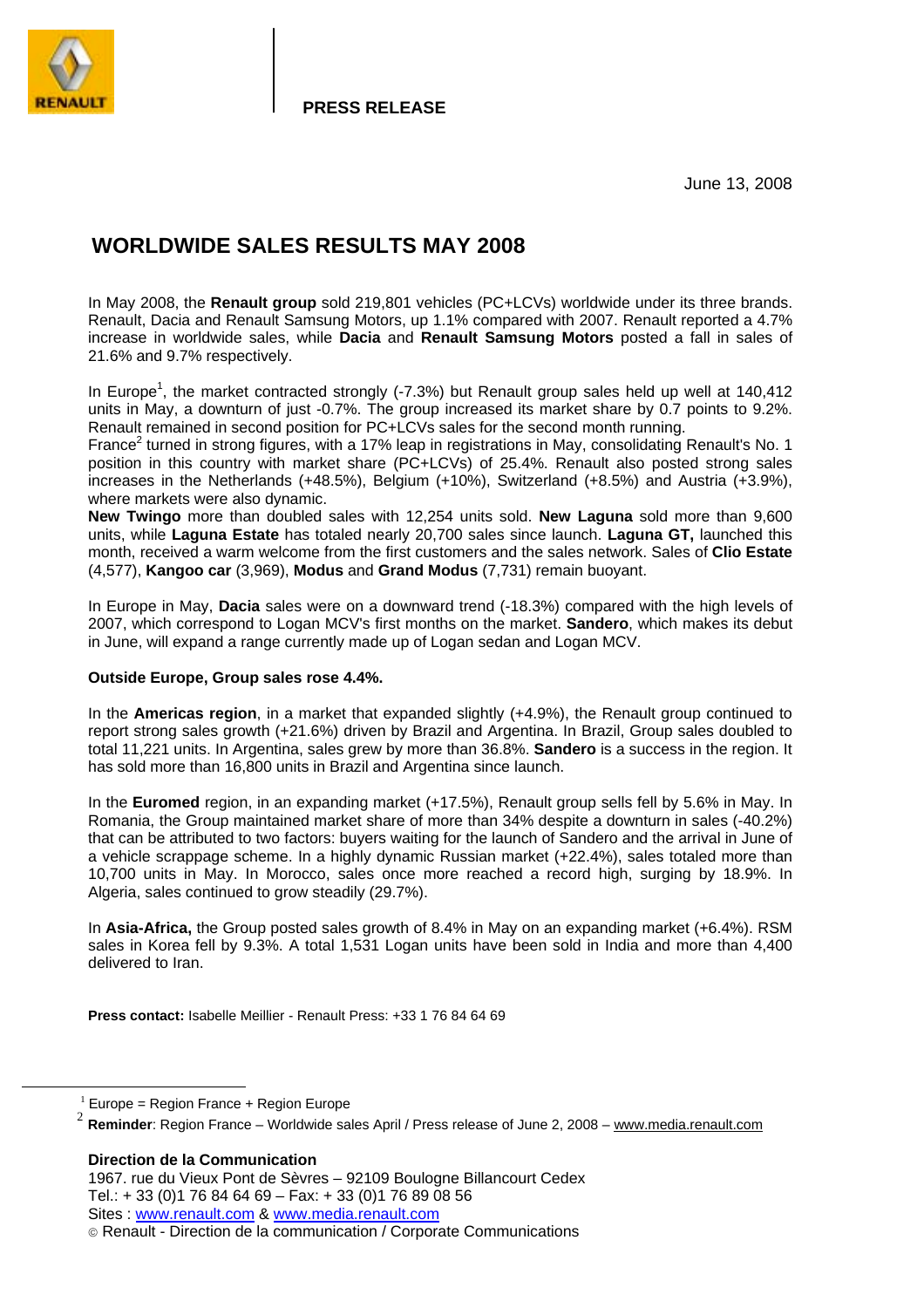**PRESS RELEASE**

June 13, 2008

# WORLDWIDE SALES RESULTS MAY 2008

In May 2008, the **Renault group** sold 219,801 vehicles (PC+LCVs) worldwide under its three brands. Renault, Dacia and Renault Samsung Motors, up 1.1% compared with 2007. Renault reported a 4.7% increase in worldwide sales, while **Dacia** and **Renault Samsung Motors** posted a fall in sales of 21.6% and 9.7% respectively.

In Europe[1], the market contracted strongly (-7.3%) but Renault group sales held up well at 140,412 units in May, a downturn of just -0.7%. The group increased its market share by 0.7 points to 9.2%. Renault remained in second position for PC+LCVs sales for the second month running.
France[2] turned in strong figures, with a 17% leap in registrations in May, consolidating Renault's No. 1 position in this country with market share (PC+LCVs) of 25.4%. Renault also posted strong sales increases in the Netherlands (+48.5%), Belgium (+10%), Switzerland (+8.5%) and Austria (+3.9%), where markets were also dynamic.
**New Twingo** more than doubled sales with 12,254 units sold. **New Laguna** sold more than 9,600 units, while **Laguna Estate** has totaled nearly 20,700 sales since launch. **Laguna GT,** launched this month, received a warm welcome from the first customers and the sales network. Sales of **Clio Estate** (4,577), **Kangoo car** (3,969), **Modus** and **Grand Modus** (7,731) remain buoyant.

In Europe in May, **Dacia** sales were on a downward trend (-18.3%) compared with the high levels of 2007, which correspond to Logan MCV's first months on the market. **Sandero**, which makes its debut in June, will expand a range currently made up of Logan sedan and Logan MCV.

**Outside Europe, Group sales rose 4.4%.**

In the **Americas region**, in a market that expanded slightly (+4.9%), the Renault group continued to report strong sales growth (+21.6%) driven by Brazil and Argentina. In Brazil, Group sales doubled to total 11,221 units. In Argentina, sales grew by more than 36.8%. **Sandero** is a success in the region. It has sold more than 16,800 units in Brazil and Argentina since launch.

In the **Euromed** region, in an expanding market (+17.5%), Renault group sells fell by 5.6% in May. In Romania, the Group maintained market share of more than 34% despite a downturn in sales (-40.2%) that can be attributed to two factors: buyers waiting for the launch of Sandero and the arrival in June of a vehicle scrappage scheme. In a highly dynamic Russian market (+22.4%), sales totaled more than 10,700 units in May. In Morocco, sales once more reached a record high, surging by 18.9%. In Algeria, sales continued to grow steadily (29.7%).

In **Asia-Africa,** the Group posted sales growth of 8.4% in May on an expanding market (+6.4%). RSM sales in Korea fell by 9.3%. A total 1,531 Logan units have been sold in India and more than 4,400 delivered to Iran.

**Press contact:** Isabelle Meillier - Renault Press: +33 1 76 84 64 69

[1] Europe = Region France + Region Europe

[2] **Reminder**: Region France – Worldwide sales April / Press release of June 2, 2008 – www.media.renault.com

**Direction de la Communication**
1967. rue du Vieux Pont de Sèvres – 92109 Boulogne Billancourt Cedex
Tel.: + 33 (0)1 76 84 64 69 – Fax: + 33 (0)1 76 89 08 56
Sites : www.renault.com & www.media.renault.com
© Renault - Direction de la communication / Corporate Communications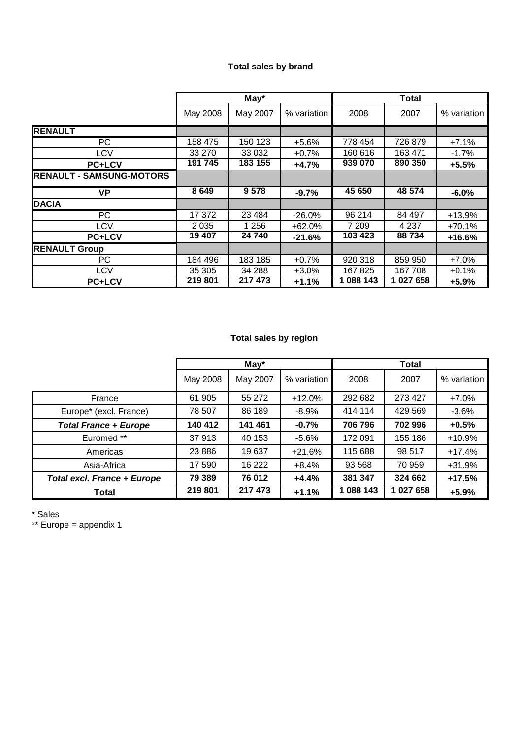### Total sales by brand

| | May* | | | Total | | |
|---|---|---|---|---|---|---|
| | May 2008 | May 2007 | % variation | 2008 | 2007 | % variation |
| **RENAULT** | | | | | | |
| PC | 158 475 | 150 123 | +5.6% | 778 454 | 726 879 | +7.1% |
| LCV | 33 270 | 33 032 | +0.7% | 160 616 | 163 471 | -1.7% |
| **PC+LCV** | **191 745** | **183 155** | **+4.7%** | **939 070** | **890 350** | **+5.5%** |
| **RENAULT - SAMSUNG-MOTORS** | | | | | | |
| **VP** | **8 649** | **9 578** | **-9.7%** | **45 650** | **48 574** | **-6.0%** |
| **DACIA** | | | | | | |
| PC | 17 372 | 23 484 | -26.0% | 96 214 | 84 497 | +13.9% |
| LCV | 2 035 | 1 256 | +62.0% | 7 209 | 4 237 | +70.1% |
| **PC+LCV** | **19 407** | **24 740** | **-21.6%** | **103 423** | **88 734** | **+16.6%** |
| **RENAULT Group** | | | | | | |
| PC | 184 496 | 183 185 | +0.7% | 920 318 | 859 950 | +7.0% |
| LCV | 35 305 | 34 288 | +3.0% | 167 825 | 167 708 | +0.1% |
| **PC+LCV** | **219 801** | **217 473** | **+1.1%** | **1 088 143** | **1 027 658** | **+5.9%** |

### Total sales by region

| | May* | | | Total | | |
|---|---|---|---|---|---|---|
| | May 2008 | May 2007 | % variation | 2008 | 2007 | % variation |
| France | 61 905 | 55 272 | +12.0% | 292 682 | 273 427 | +7.0% |
| Europe* (excl. France) | 78 507 | 86 189 | -8.9% | 414 114 | 429 569 | -3.6% |
| ***Total France + Europe*** | **140 412** | **141 461** | **-0.7%** | **706 796** | **702 996** | **+0.5%** |
| Euromed ** | 37 913 | 40 153 | -5.6% | 172 091 | 155 186 | +10.9% |
| Americas | 23 886 | 19 637 | +21.6% | 115 688 | 98 517 | +17.4% |
| Asia-Africa | 17 590 | 16 222 | +8.4% | 93 568 | 70 959 | +31.9% |
| ***Total excl. France + Europe*** | **79 389** | **76 012** | **+4.4%** | **381 347** | **324 662** | **+17.5%** |
| **Total** | **219 801** | **217 473** | **+1.1%** | **1 088 143** | **1 027 658** | **+5.9%** |

* Sales

** Europe = appendix 1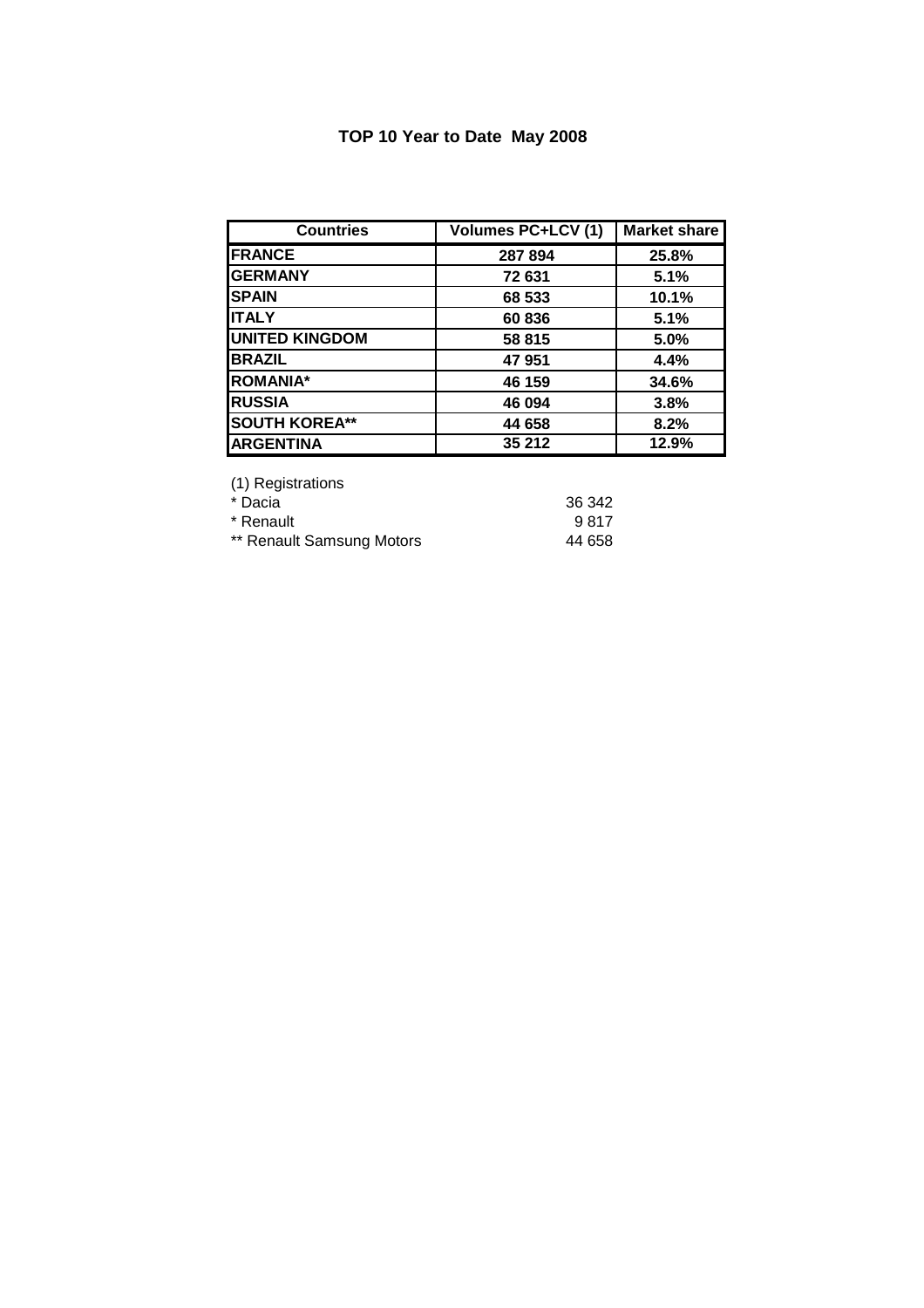# TOP 10 Year to Date May 2008

| Countries | Volumes PC+LCV (1) | Market share |
|---|---|---|
| **FRANCE** | **287 894** | **25.8%** |
| **GERMANY** | **72 631** | **5.1%** |
| **SPAIN** | **68 533** | **10.1%** |
| **ITALY** | **60 836** | **5.1%** |
| **UNITED KINGDOM** | **58 815** | **5.0%** |
| **BRAZIL** | **47 951** | **4.4%** |
| **ROMANIA*** | **46 159** | **34.6%** |
| **RUSSIA** | **46 094** | **3.8%** |
| **SOUTH KOREA**** | **44 658** | **8.2%** |
| **ARGENTINA** | **35 212** | **12.9%** |

(1) Registrations

| | |
|---|---|
| * Dacia | 36 342 |
| * Renault | 9 817 |
| ** Renault Samsung Motors | 44 658 |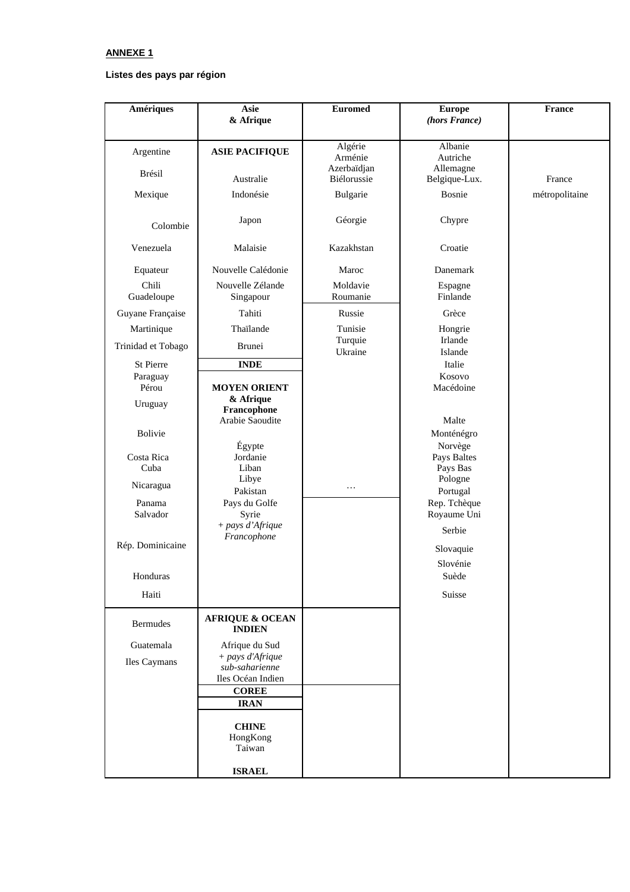**ANNEXE 1**

**Listes des pays par région**

| Amériques | Asie & Afrique | Euromed | Europe *(hors France)* | France |
|---|---|---|---|---|
| | | Algérie | Albanie | |
| Argentine | **ASIE PACIFIQUE** | Arménie | Autriche | |
| | | Azerbaïdjan | Allemagne | |
| Brésil | Australie | Biélorussie | Belgique-Lux. | France |
| Mexique | Indonésie | Bulgarie | Bosnie | métropolitaine |
| Colombie | Japon | Géorgie | Chypre | |
| Venezuela | Malaisie | Kazakhstan | Croatie | |
| Equateur | Nouvelle Calédonie | Maroc | Danemark | |
| Chili | Nouvelle Zélande | Moldavie | Espagne | |
| Guadeloupe | Singapour | Roumanie | Finlande | |
| Guyane Française | Tahiti | Russie | Grèce | |
| Martinique | Thaïlande | Tunisie | Hongrie | |
| | | Turquie | Irlande | |
| Trinidad et Tobago | Brunei | Ukraine | Islande | |
| St Pierre | **INDE** | | Italie | |
| Paraguay | | | Kosovo | |
| Pérou | **MOYEN ORIENT & Afrique Francophone** | | Macédoine | |
| Uruguay | | | | |
| | Arabie Saoudite | | Malte | |
| Bolivie | | | Monténégro | |
| | Égypte | | Norvège | |
| Costa Rica | Jordanie | | Pays Baltes | |
| Cuba | Liban | | Pays Bas | |
| | Libye | | Pologne | |
| Nicaragua | Pakistan | … | Portugal | |
| Panama | Pays du Golfe | | Rep. Tchèque | |
| Salvador | Syrie | | Royaume Uni | |
| | *+ pays d'Afrique Francophone* | | Serbie | |
| Rép. Dominicaine | | | Slovaquie | |
| | | | Slovénie | |
| Honduras | | | Suède | |
| Haiti | | | Suisse | |
| Bermudes | **AFRIQUE & OCEAN INDIEN** | | | |
| Guatemala | Afrique du Sud | | | |
| Iles Caymans | *+ pays d'Afrique sub-saharienne* | | | |
| | Iles Océan Indien | | | |
| | **COREE** | | | |
| | **IRAN** | | | |
| | **CHINE** | | | |
| | HongKong | | | |
| | Taiwan | | | |
| | **ISRAEL** | | | |